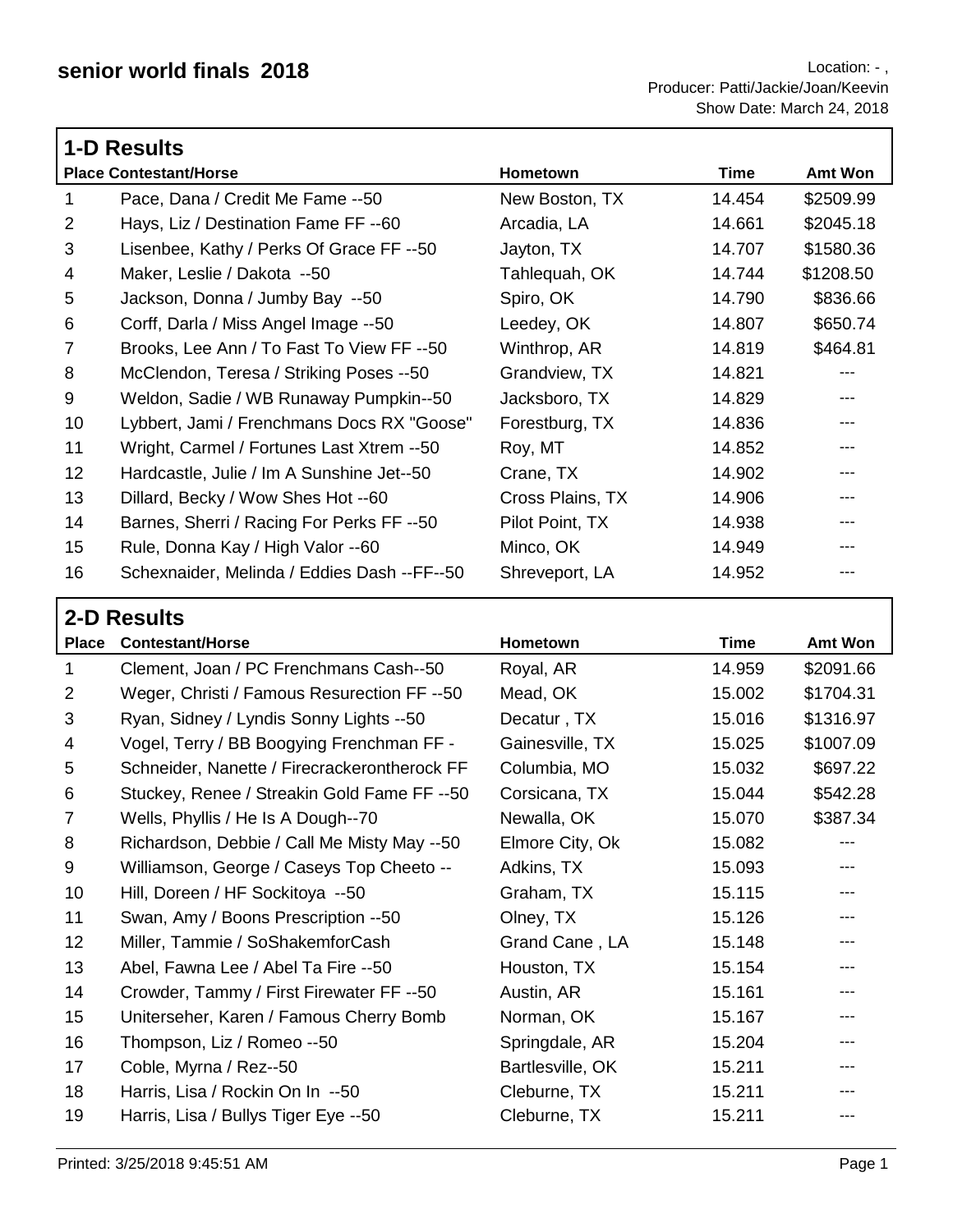# senior world finals 2018

Location: - ,
Producer: Patti/Jackie/Joan/Keevin
Show Date: March 24, 2018

## 1-D Results

| Place | Contestant/Horse | Hometown | Time | Amt Won |
|---|---|---|---|---|
| 1 | Pace, Dana / Credit Me Fame --50 | New Boston, TX | 14.454 | $2509.99 |
| 2 | Hays, Liz / Destination Fame FF --60 | Arcadia, LA | 14.661 | $2045.18 |
| 3 | Lisenbee, Kathy / Perks Of Grace FF --50 | Jayton, TX | 14.707 | $1580.36 |
| 4 | Maker, Leslie / Dakota --50 | Tahlequah, OK | 14.744 | $1208.50 |
| 5 | Jackson, Donna / Jumby Bay --50 | Spiro, OK | 14.790 | $836.66 |
| 6 | Corff, Darla / Miss Angel Image --50 | Leedey, OK | 14.807 | $650.74 |
| 7 | Brooks, Lee Ann / To Fast To View FF --50 | Winthrop, AR | 14.819 | $464.81 |
| 8 | McClendon, Teresa / Striking Poses --50 | Grandview, TX | 14.821 | --- |
| 9 | Weldon, Sadie / WB Runaway Pumpkin--50 | Jacksboro, TX | 14.829 | --- |
| 10 | Lybbert, Jami / Frenchmans Docs RX "Goose" | Forestburg, TX | 14.836 | --- |
| 11 | Wright, Carmel / Fortunes Last Xtrem --50 | Roy, MT | 14.852 | --- |
| 12 | Hardcastle, Julie / Im A Sunshine Jet--50 | Crane, TX | 14.902 | --- |
| 13 | Dillard, Becky / Wow Shes Hot --60 | Cross Plains, TX | 14.906 | --- |
| 14 | Barnes, Sherri / Racing For Perks FF --50 | Pilot Point, TX | 14.938 | --- |
| 15 | Rule, Donna Kay / High Valor --60 | Minco, OK | 14.949 | --- |
| 16 | Schexnaider, Melinda / Eddies Dash --FF--50 | Shreveport, LA | 14.952 | --- |

## 2-D Results

| Place | Contestant/Horse | Hometown | Time | Amt Won |
|---|---|---|---|---|
| 1 | Clement, Joan / PC Frenchmans Cash--50 | Royal, AR | 14.959 | $2091.66 |
| 2 | Weger, Christi / Famous Resurection FF --50 | Mead, OK | 15.002 | $1704.31 |
| 3 | Ryan, Sidney / Lyndis Sonny Lights --50 | Decatur , TX | 15.016 | $1316.97 |
| 4 | Vogel, Terry / BB Boogying Frenchman FF - | Gainesville, TX | 15.025 | $1007.09 |
| 5 | Schneider, Nanette / Firecrackerontherock FF | Columbia, MO | 15.032 | $697.22 |
| 6 | Stuckey, Renee / Streakin Gold Fame FF --50 | Corsicana, TX | 15.044 | $542.28 |
| 7 | Wells, Phyllis / He Is A Dough--70 | Newalla, OK | 15.070 | $387.34 |
| 8 | Richardson, Debbie / Call Me Misty May --50 | Elmore City, Ok | 15.082 | --- |
| 9 | Williamson, George / Caseys Top Cheeto -- | Adkins, TX | 15.093 | --- |
| 10 | Hill, Doreen / HF Sockitoya --50 | Graham, TX | 15.115 | --- |
| 11 | Swan, Amy / Boons Prescription --50 | Olney, TX | 15.126 | --- |
| 12 | Miller, Tammie / SoShakemforCash | Grand Cane , LA | 15.148 | --- |
| 13 | Abel, Fawna Lee / Abel Ta Fire --50 | Houston, TX | 15.154 | --- |
| 14 | Crowder, Tammy / First Firewater FF --50 | Austin, AR | 15.161 | --- |
| 15 | Uniterseher, Karen / Famous Cherry Bomb | Norman, OK | 15.167 | --- |
| 16 | Thompson, Liz / Romeo --50 | Springdale, AR | 15.204 | --- |
| 17 | Coble, Myrna / Rez--50 | Bartlesville, OK | 15.211 | --- |
| 18 | Harris, Lisa / Rockin On In --50 | Cleburne, TX | 15.211 | --- |
| 19 | Harris, Lisa / Bullys Tiger Eye --50 | Cleburne, TX | 15.211 | --- |

Printed: 3/25/2018 9:45:51 AM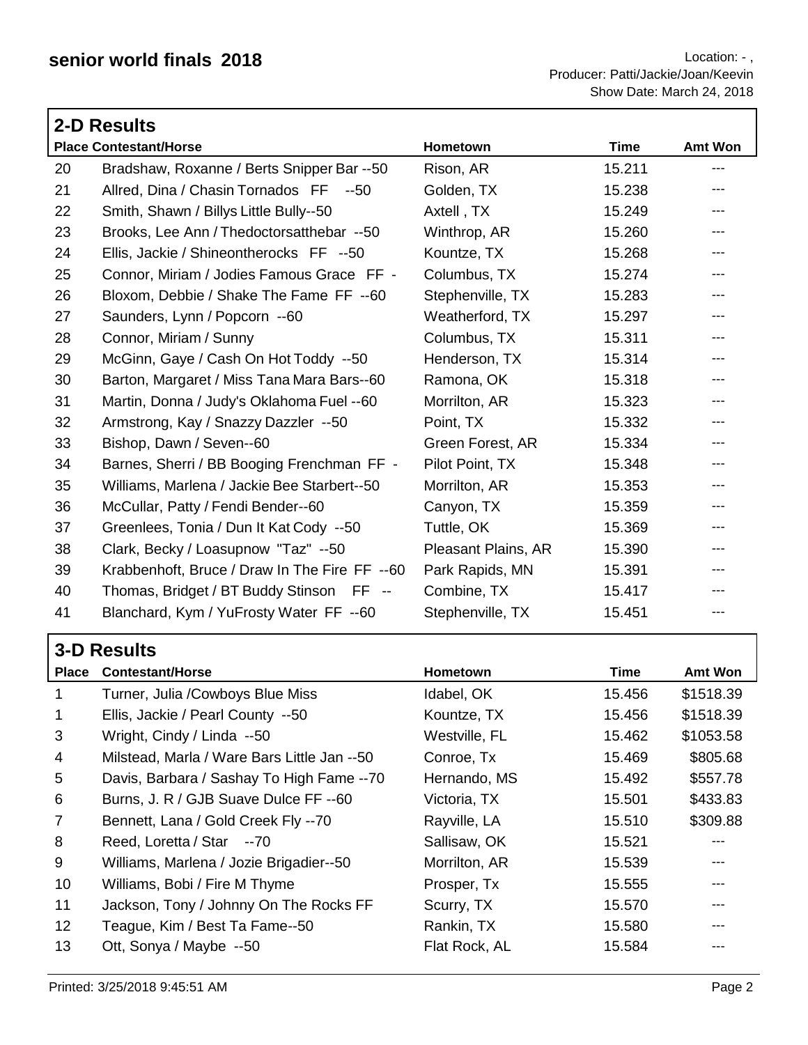# senior world finals 2018

Location: - ,
Producer: Patti/Jackie/Joan/Keevin
Show Date: March 24, 2018

## 2-D Results

| Place | Contestant/Horse | Hometown | Time | Amt Won |
|---|---|---|---|---|
| 20 | Bradshaw, Roxanne / Berts Snipper Bar --50 | Rison, AR | 15.211 | --- |
| 21 | Allred, Dina / Chasin Tornados FF --50 | Golden, TX | 15.238 | --- |
| 22 | Smith, Shawn / Billys Little Bully--50 | Axtell , TX | 15.249 | --- |
| 23 | Brooks, Lee Ann / Thedoctorsatthebar --50 | Winthrop, AR | 15.260 | --- |
| 24 | Ellis, Jackie / Shineontherocks FF --50 | Kountze, TX | 15.268 | --- |
| 25 | Connor, Miriam / Jodies Famous Grace FF - | Columbus, TX | 15.274 | --- |
| 26 | Bloxom, Debbie / Shake The Fame FF --60 | Stephenville, TX | 15.283 | --- |
| 27 | Saunders, Lynn / Popcorn --60 | Weatherford, TX | 15.297 | --- |
| 28 | Connor, Miriam / Sunny | Columbus, TX | 15.311 | --- |
| 29 | McGinn, Gaye / Cash On Hot Toddy --50 | Henderson, TX | 15.314 | --- |
| 30 | Barton, Margaret / Miss Tana Mara Bars--60 | Ramona, OK | 15.318 | --- |
| 31 | Martin, Donna / Judy's Oklahoma Fuel --60 | Morrilton, AR | 15.323 | --- |
| 32 | Armstrong, Kay / Snazzy Dazzler --50 | Point, TX | 15.332 | --- |
| 33 | Bishop, Dawn / Seven--60 | Green Forest, AR | 15.334 | --- |
| 34 | Barnes, Sherri / BB Booging Frenchman FF - | Pilot Point, TX | 15.348 | --- |
| 35 | Williams, Marlena / Jackie Bee Starbert--50 | Morrilton, AR | 15.353 | --- |
| 36 | McCullar, Patty / Fendi Bender--60 | Canyon, TX | 15.359 | --- |
| 37 | Greenlees, Tonia / Dun It Kat Cody --50 | Tuttle, OK | 15.369 | --- |
| 38 | Clark, Becky / Loasupnow "Taz" --50 | Pleasant Plains, AR | 15.390 | --- |
| 39 | Krabbenhoft, Bruce / Draw In The Fire FF --60 | Park Rapids, MN | 15.391 | --- |
| 40 | Thomas, Bridget / BT Buddy Stinson FF -- | Combine, TX | 15.417 | --- |
| 41 | Blanchard, Kym / YuFrosty Water FF --60 | Stephenville, TX | 15.451 | --- |

## 3-D Results

| Place | Contestant/Horse | Hometown | Time | Amt Won |
|---|---|---|---|---|
| 1 | Turner, Julia /Cowboys Blue Miss | Idabel, OK | 15.456 | $1518.39 |
| 1 | Ellis, Jackie / Pearl County --50 | Kountze, TX | 15.456 | $1518.39 |
| 3 | Wright, Cindy / Linda --50 | Westville, FL | 15.462 | $1053.58 |
| 4 | Milstead, Marla / Ware Bars Little Jan --50 | Conroe, Tx | 15.469 | $805.68 |
| 5 | Davis, Barbara / Sashay To High Fame --70 | Hernando, MS | 15.492 | $557.78 |
| 6 | Burns, J. R / GJB Suave Dulce FF --60 | Victoria, TX | 15.501 | $433.83 |
| 7 | Bennett, Lana / Gold Creek Fly --70 | Rayville, LA | 15.510 | $309.88 |
| 8 | Reed, Loretta / Star --70 | Sallisaw, OK | 15.521 | --- |
| 9 | Williams, Marlena / Jozie Brigadier--50 | Morrilton, AR | 15.539 | --- |
| 10 | Williams, Bobi / Fire M Thyme | Prosper, Tx | 15.555 | --- |
| 11 | Jackson, Tony / Johnny On The Rocks FF | Scurry, TX | 15.570 | --- |
| 12 | Teague, Kim / Best Ta Fame--50 | Rankin, TX | 15.580 | --- |
| 13 | Ott, Sonya / Maybe --50 | Flat Rock, AL | 15.584 | --- |

Printed: 3/25/2018 9:45:51 AM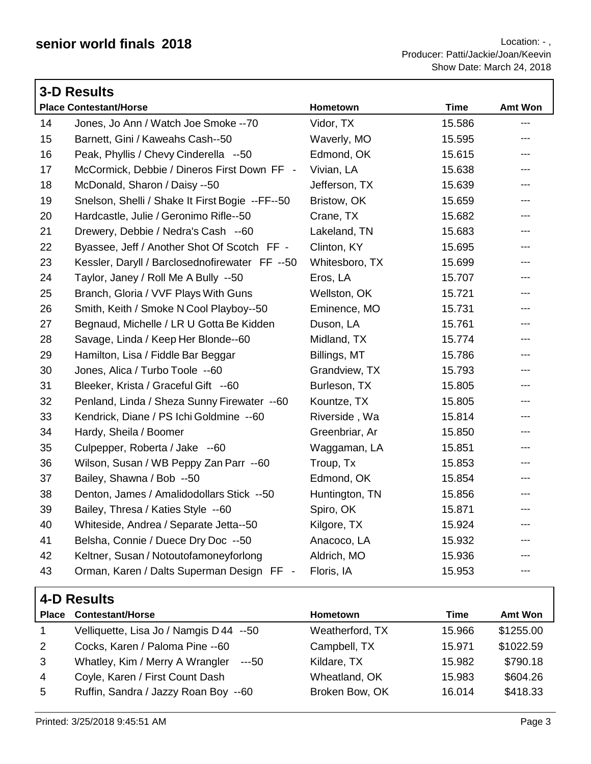## 3-D Results

| Place | Contestant/Horse | Hometown | Time | Amt Won |
|---|---|---|---|---|
| 14 | Jones, Jo Ann / Watch Joe Smoke --70 | Vidor, TX | 15.586 | --- |
| 15 | Barnett, Gini / Kaweahs Cash--50 | Waverly, MO | 15.595 | --- |
| 16 | Peak, Phyllis / Chevy Cinderella --50 | Edmond, OK | 15.615 | --- |
| 17 | McCormick, Debbie / Dineros First Down FF - | Vivian, LA | 15.638 | --- |
| 18 | McDonald, Sharon / Daisy --50 | Jefferson, TX | 15.639 | --- |
| 19 | Snelson, Shelli / Shake It First Bogie --FF--50 | Bristow, OK | 15.659 | --- |
| 20 | Hardcastle, Julie / Geronimo Rifle--50 | Crane, TX | 15.682 | --- |
| 21 | Drewery, Debbie / Nedra's Cash --60 | Lakeland, TN | 15.683 | --- |
| 22 | Byassee, Jeff / Another Shot Of Scotch FF - | Clinton, KY | 15.695 | --- |
| 23 | Kessler, Daryll / Barclosednofirewater FF --50 | Whitesboro, TX | 15.699 | --- |
| 24 | Taylor, Janey / Roll Me A Bully --50 | Eros, LA | 15.707 | --- |
| 25 | Branch, Gloria / VVF Plays With Guns | Wellston, OK | 15.721 | --- |
| 26 | Smith, Keith / Smoke N Cool Playboy--50 | Eminence, MO | 15.731 | --- |
| 27 | Begnaud, Michelle / LR U Gotta Be Kidden | Duson, LA | 15.761 | --- |
| 28 | Savage, Linda / Keep Her Blonde--60 | Midland, TX | 15.774 | --- |
| 29 | Hamilton, Lisa / Fiddle Bar Beggar | Billings, MT | 15.786 | --- |
| 30 | Jones, Alica / Turbo Toole --60 | Grandview, TX | 15.793 | --- |
| 31 | Bleeker, Krista / Graceful Gift --60 | Burleson, TX | 15.805 | --- |
| 32 | Penland, Linda / Sheza Sunny Firewater --60 | Kountze, TX | 15.805 | --- |
| 33 | Kendrick, Diane / PS Ichi Goldmine --60 | Riverside , Wa | 15.814 | --- |
| 34 | Hardy, Sheila / Boomer | Greenbriar, Ar | 15.850 | --- |
| 35 | Culpepper, Roberta / Jake --60 | Waggaman, LA | 15.851 | --- |
| 36 | Wilson, Susan / WB Peppy Zan Parr --60 | Troup, Tx | 15.853 | --- |
| 37 | Bailey, Shawna / Bob --50 | Edmond, OK | 15.854 | --- |
| 38 | Denton, James / Amalidodollars Stick --50 | Huntington, TN | 15.856 | --- |
| 39 | Bailey, Thresa / Katies Style --60 | Spiro, OK | 15.871 | --- |
| 40 | Whiteside, Andrea / Separate Jetta--50 | Kilgore, TX | 15.924 | --- |
| 41 | Belsha, Connie / Duece Dry Doc --50 | Anacoco, LA | 15.932 | --- |
| 42 | Keltner, Susan / Notoutofamoneyforlong | Aldrich, MO | 15.936 | --- |
| 43 | Orman, Karen / Dalts Superman Design FF - | Floris, IA | 15.953 | --- |

## 4-D Results

| Place | Contestant/Horse | Hometown | Time | Amt Won |
|---|---|---|---|---|
| 1 | Velliquette, Lisa Jo / Namgis D 44 --50 | Weatherford, TX | 15.966 | $1255.00 |
| 2 | Cocks, Karen / Paloma Pine --60 | Campbell, TX | 15.971 | $1022.59 |
| 3 | Whatley, Kim / Merry A Wrangler ---50 | Kildare, TX | 15.982 | $790.18 |
| 4 | Coyle, Karen / First Count Dash | Wheatland, OK | 15.983 | $604.26 |
| 5 | Ruffin, Sandra / Jazzy Roan Boy --60 | Broken Bow, OK | 16.014 | $418.33 |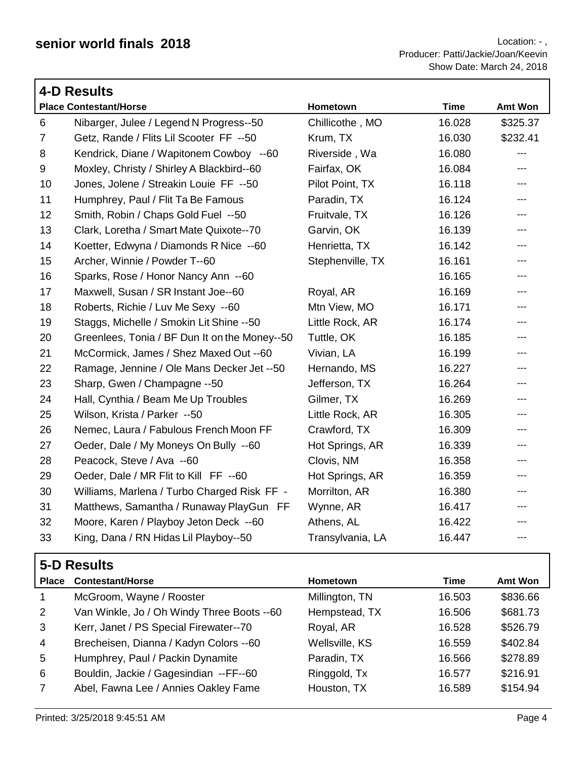# senior world finals 2018

Location: - ,
Producer: Patti/Jackie/Joan/Keevin
Show Date: March 24, 2018

## 4-D Results

| Place | Contestant/Horse | Hometown | Time | Amt Won |
|---|---|---|---|---|
| 6 | Nibarger, Julee / Legend N Progress--50 | Chillicothe , MO | 16.028 | $325.37 |
| 7 | Getz, Rande / Flits Lil Scooter FF --50 | Krum, TX | 16.030 | $232.41 |
| 8 | Kendrick, Diane / Wapitonem Cowboy --60 | Riverside , Wa | 16.080 | --- |
| 9 | Moxley, Christy / Shirley A Blackbird--60 | Fairfax, OK | 16.084 | --- |
| 10 | Jones, Jolene / Streakin Louie FF --50 | Pilot Point, TX | 16.118 | --- |
| 11 | Humphrey, Paul / Flit Ta Be Famous | Paradin, TX | 16.124 | --- |
| 12 | Smith, Robin / Chaps Gold Fuel --50 | Fruitvale, TX | 16.126 | --- |
| 13 | Clark, Loretha / Smart Mate Quixote--70 | Garvin, OK | 16.139 | --- |
| 14 | Koetter, Edwyna / Diamonds R Nice --60 | Henrietta, TX | 16.142 | --- |
| 15 | Archer, Winnie / Powder T--60 | Stephenville, TX | 16.161 | --- |
| 16 | Sparks, Rose / Honor Nancy Ann --60 | | 16.165 | --- |
| 17 | Maxwell, Susan / SR Instant Joe--60 | Royal, AR | 16.169 | --- |
| 18 | Roberts, Richie / Luv Me Sexy --60 | Mtn View, MO | 16.171 | --- |
| 19 | Staggs, Michelle / Smokin Lit Shine --50 | Little Rock, AR | 16.174 | --- |
| 20 | Greenlees, Tonia / BF Dun It on the Money--50 | Tuttle, OK | 16.185 | --- |
| 21 | McCormick, James / Shez Maxed Out --60 | Vivian, LA | 16.199 | --- |
| 22 | Ramage, Jennine / Ole Mans Decker Jet --50 | Hernando, MS | 16.227 | --- |
| 23 | Sharp, Gwen / Champagne --50 | Jefferson, TX | 16.264 | --- |
| 24 | Hall, Cynthia / Beam Me Up Troubles | Gilmer, TX | 16.269 | --- |
| 25 | Wilson, Krista / Parker --50 | Little Rock, AR | 16.305 | --- |
| 26 | Nemec, Laura / Fabulous French Moon FF | Crawford, TX | 16.309 | --- |
| 27 | Oeder, Dale / My Moneys On Bully --60 | Hot Springs, AR | 16.339 | --- |
| 28 | Peacock, Steve / Ava --60 | Clovis, NM | 16.358 | --- |
| 29 | Oeder, Dale / MR Flit to Kill FF --60 | Hot Springs, AR | 16.359 | --- |
| 30 | Williams, Marlena / Turbo Charged Risk FF - | Morrilton, AR | 16.380 | --- |
| 31 | Matthews, Samantha / Runaway PlayGun FF | Wynne, AR | 16.417 | --- |
| 32 | Moore, Karen / Playboy Jeton Deck --60 | Athens, AL | 16.422 | --- |
| 33 | King, Dana / RN Hidas Lil Playboy--50 | Transylvania, LA | 16.447 | --- |

## 5-D Results

| Place | Contestant/Horse | Hometown | Time | Amt Won |
|---|---|---|---|---|
| 1 | McGroom, Wayne / Rooster | Millington, TN | 16.503 | $836.66 |
| 2 | Van Winkle, Jo / Oh Windy Three Boots --60 | Hempstead, TX | 16.506 | $681.73 |
| 3 | Kerr, Janet / PS Special Firewater--70 | Royal, AR | 16.528 | $526.79 |
| 4 | Brecheisen, Dianna / Kadyn Colors --60 | Wellsville, KS | 16.559 | $402.84 |
| 5 | Humphrey, Paul / Packin Dynamite | Paradin, TX | 16.566 | $278.89 |
| 6 | Bouldin, Jackie / Gagesindian --FF--60 | Ringgold, Tx | 16.577 | $216.91 |
| 7 | Abel, Fawna Lee / Annies Oakley Fame | Houston, TX | 16.589 | $154.94 |

Printed: 3/25/2018 9:45:51 AM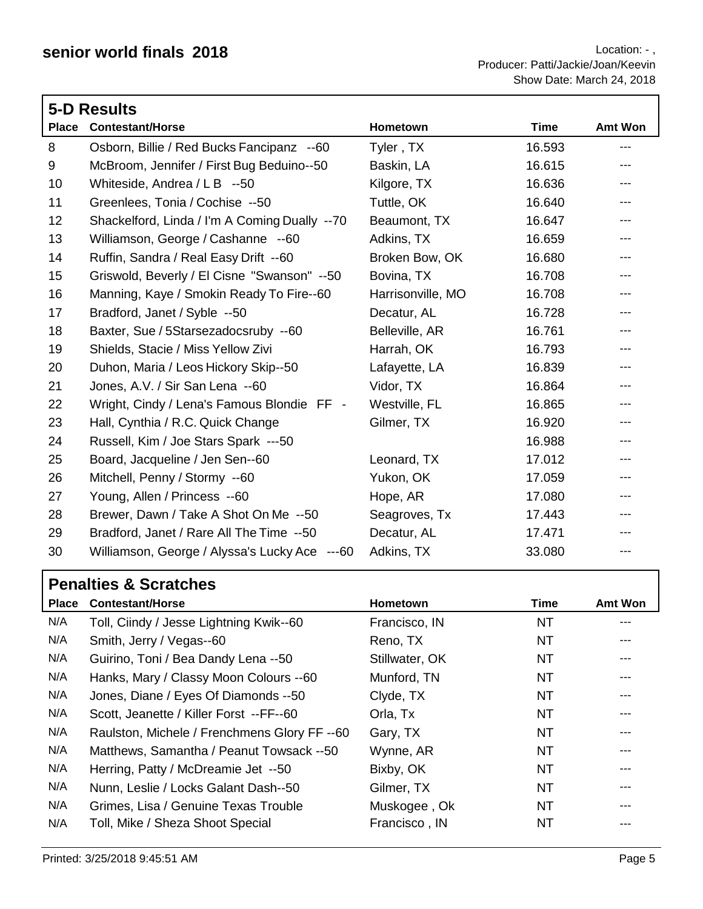# senior world finals 2018

Location: - ,
Producer: Patti/Jackie/Joan/Keevin
Show Date: March 24, 2018

## 5-D Results

| Place | Contestant/Horse | Hometown | Time | Amt Won |
|---|---|---|---|---|
| 8 | Osborn, Billie / Red Bucks Fancipanz --60 | Tyler , TX | 16.593 | --- |
| 9 | McBroom, Jennifer / First Bug Beduino--50 | Baskin, LA | 16.615 | --- |
| 10 | Whiteside, Andrea / L B --50 | Kilgore, TX | 16.636 | --- |
| 11 | Greenlees, Tonia / Cochise --50 | Tuttle, OK | 16.640 | --- |
| 12 | Shackelford, Linda / I'm A Coming Dually --70 | Beaumont, TX | 16.647 | --- |
| 13 | Williamson, George / Cashanne --60 | Adkins, TX | 16.659 | --- |
| 14 | Ruffin, Sandra / Real Easy Drift --60 | Broken Bow, OK | 16.680 | --- |
| 15 | Griswold, Beverly / El Cisne "Swanson" --50 | Bovina, TX | 16.708 | --- |
| 16 | Manning, Kaye / Smokin Ready To Fire--60 | Harrisonville, MO | 16.708 | --- |
| 17 | Bradford, Janet / Syble --50 | Decatur, AL | 16.728 | --- |
| 18 | Baxter, Sue / 5Starsezadocsruby --60 | Belleville, AR | 16.761 | --- |
| 19 | Shields, Stacie / Miss Yellow Zivi | Harrah, OK | 16.793 | --- |
| 20 | Duhon, Maria / Leos Hickory Skip--50 | Lafayette, LA | 16.839 | --- |
| 21 | Jones, A.V. / Sir San Lena --60 | Vidor, TX | 16.864 | --- |
| 22 | Wright, Cindy / Lena's Famous Blondie FF - | Westville, FL | 16.865 | --- |
| 23 | Hall, Cynthia / R.C. Quick Change | Gilmer, TX | 16.920 | --- |
| 24 | Russell, Kim / Joe Stars Spark ---50 | | 16.988 | --- |
| 25 | Board, Jacqueline / Jen Sen--60 | Leonard, TX | 17.012 | --- |
| 26 | Mitchell, Penny / Stormy --60 | Yukon, OK | 17.059 | --- |
| 27 | Young, Allen / Princess --60 | Hope, AR | 17.080 | --- |
| 28 | Brewer, Dawn / Take A Shot On Me --50 | Seagroves, Tx | 17.443 | --- |
| 29 | Bradford, Janet / Rare All The Time --50 | Decatur, AL | 17.471 | --- |
| 30 | Williamson, George / Alyssa's Lucky Ace ---60 | Adkins, TX | 33.080 | --- |

## Penalties & Scratches

| Place | Contestant/Horse | Hometown | Time | Amt Won |
|---|---|---|---|---|
| N/A | Toll, Ciindy / Jesse Lightning Kwik--60 | Francisco, IN | NT | --- |
| N/A | Smith, Jerry / Vegas--60 | Reno, TX | NT | --- |
| N/A | Guirino, Toni / Bea Dandy Lena --50 | Stillwater, OK | NT | --- |
| N/A | Hanks, Mary / Classy Moon Colours --60 | Munford, TN | NT | --- |
| N/A | Jones, Diane / Eyes Of Diamonds --50 | Clyde, TX | NT | --- |
| N/A | Scott, Jeanette / Killer Forst --FF--60 | Orla, Tx | NT | --- |
| N/A | Raulston, Michele / Frenchmens Glory FF --60 | Gary, TX | NT | --- |
| N/A | Matthews, Samantha / Peanut Towsack --50 | Wynne, AR | NT | --- |
| N/A | Herring, Patty / McDreamie Jet --50 | Bixby, OK | NT | --- |
| N/A | Nunn, Leslie / Locks Galant Dash--50 | Gilmer, TX | NT | --- |
| N/A | Grimes, Lisa / Genuine Texas Trouble | Muskogee , Ok | NT | --- |
| N/A | Toll, Mike / Sheza Shoot Special | Francisco , IN | NT | --- |

Printed: 3/25/2018 9:45:51 AM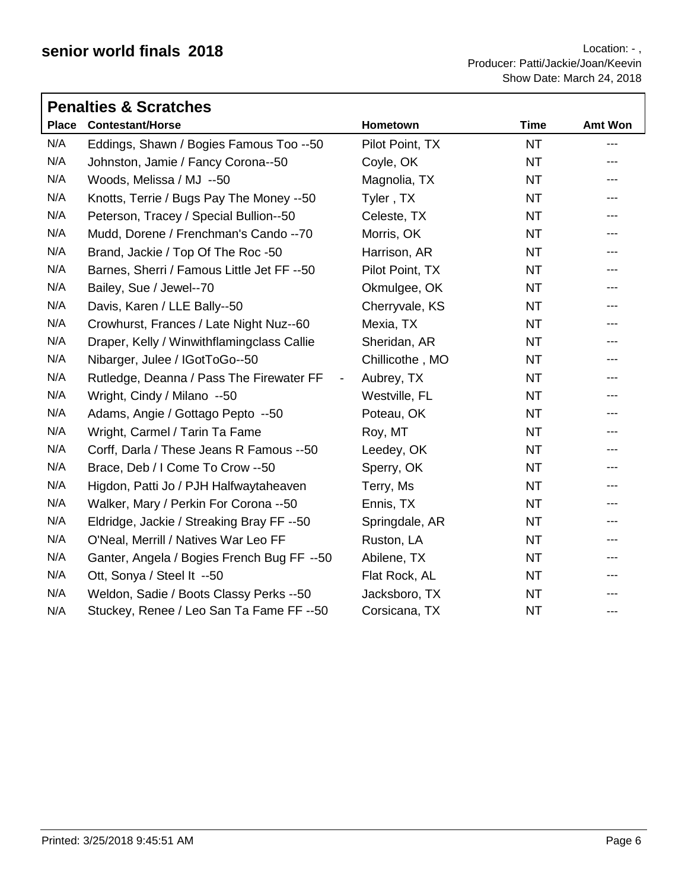# senior world finals 2018

Location: - ,
Producer: Patti/Jackie/Joan/Keevin
Show Date: March 24, 2018

## Penalties & Scratches

| Place | Contestant/Horse | Hometown | Time | Amt Won |
|---|---|---|---|---|
| N/A | Eddings, Shawn / Bogies Famous Too --50 | Pilot Point, TX | NT | --- |
| N/A | Johnston, Jamie / Fancy Corona--50 | Coyle, OK | NT | --- |
| N/A | Woods, Melissa / MJ --50 | Magnolia, TX | NT | --- |
| N/A | Knotts, Terrie / Bugs Pay The Money --50 | Tyler , TX | NT | --- |
| N/A | Peterson, Tracey / Special Bullion--50 | Celeste, TX | NT | --- |
| N/A | Mudd, Dorene / Frenchman's Cando --70 | Morris, OK | NT | --- |
| N/A | Brand, Jackie / Top Of The Roc -50 | Harrison, AR | NT | --- |
| N/A | Barnes, Sherri / Famous Little Jet FF --50 | Pilot Point, TX | NT | --- |
| N/A | Bailey, Sue / Jewel--70 | Okmulgee, OK | NT | --- |
| N/A | Davis, Karen / LLE Bally--50 | Cherryvale, KS | NT | --- |
| N/A | Crowhurst, Frances / Late Night Nuz--60 | Mexia, TX | NT | --- |
| N/A | Draper, Kelly / Winwithflamingclass Callie | Sheridan, AR | NT | --- |
| N/A | Nibarger, Julee / IGotToGo--50 | Chillicothe , MO | NT | --- |
| N/A | Rutledge, Deanna / Pass The Firewater FF - | Aubrey, TX | NT | --- |
| N/A | Wright, Cindy / Milano --50 | Westville, FL | NT | --- |
| N/A | Adams, Angie / Gottago Pepto --50 | Poteau, OK | NT | --- |
| N/A | Wright, Carmel / Tarin Ta Fame | Roy, MT | NT | --- |
| N/A | Corff, Darla / These Jeans R Famous --50 | Leedey, OK | NT | --- |
| N/A | Brace, Deb / I Come To Crow --50 | Sperry, OK | NT | --- |
| N/A | Higdon, Patti Jo / PJH Halfwaytaheaven | Terry, Ms | NT | --- |
| N/A | Walker, Mary / Perkin For Corona --50 | Ennis, TX | NT | --- |
| N/A | Eldridge, Jackie / Streaking Bray FF --50 | Springdale, AR | NT | --- |
| N/A | O'Neal, Merrill / Natives War Leo FF | Ruston, LA | NT | --- |
| N/A | Ganter, Angela / Bogies French Bug FF --50 | Abilene, TX | NT | --- |
| N/A | Ott, Sonya / Steel It --50 | Flat Rock, AL | NT | --- |
| N/A | Weldon, Sadie / Boots Classy Perks --50 | Jacksboro, TX | NT | --- |
| N/A | Stuckey, Renee / Leo San Ta Fame FF --50 | Corsicana, TX | NT | --- |

Printed: 3/25/2018 9:45:51 AM